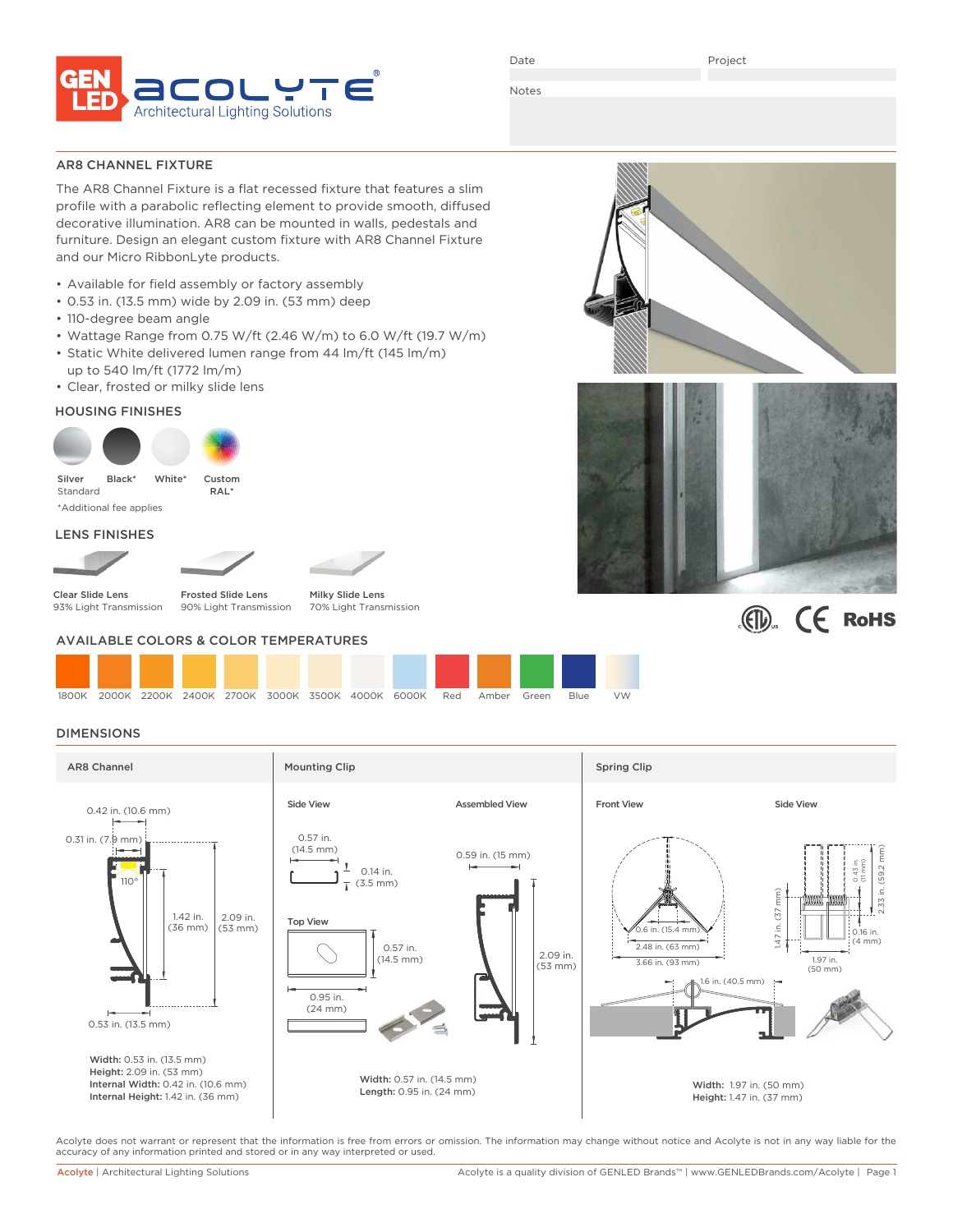GEN LED acolyte® Architectural Lighting Solutions

Date

Project

Notes

## AR8 CHANNEL FIXTURE

The AR8 Channel Fixture is a flat recessed fixture that features a slim profile with a parabolic reflecting element to provide smooth, diffused decorative illumination. AR8 can be mounted in walls, pedestals and furniture. Design an elegant custom fixture with AR8 Channel Fixture and our Micro RibbonLyte products.

- Available for field assembly or factory assembly
- 0.53 in. (13.5 mm) wide by 2.09 in. (53 mm) deep
- 110-degree beam angle
- Wattage Range from 0.75 W/ft (2.46 W/m) to 6.0 W/ft (19.7 W/m)
- Static White delivered lumen range from 44 lm/ft (145 lm/m) up to 540 lm/ft (1772 lm/m)
- Clear, frosted or milky slide lens

### HOUSING FINISHES

Silver Standard | Black* | White* | Custom RAL*

*Additional fee applies

### LENS FINISHES

| Clear Slide Lens | Frosted Slide Lens | Milky Slide Lens |
|---|---|---|
| 93% Light Transmission | 90% Light Transmission | 70% Light Transmission |

### AVAILABLE COLORS & COLOR TEMPERATURES

1800K | 2000K | 2200K | 2400K | 2700K | 3000K | 3500K | 4000K | 6000K | Red | Amber | Green | Blue | VW

### DIMENSIONS

**AR8 Channel**

0.42 in. (10.6 mm)
0.31 in. (7.9 mm)
110°
1.42 in. (36 mm)
2.09 in. (53 mm)
0.53 in. (13.5 mm)

**Width:** 0.53 in. (13.5 mm)
**Height:** 2.09 in. (53 mm)
**Internal Width:** 0.42 in. (10.6 mm)
**Internal Height:** 1.42 in. (36 mm)

**Mounting Clip**

Side View: 0.57 in. (14.5 mm); 0.14 in. (3.5 mm)

Top View: 0.57 in. (14.5 mm); 0.95 in. (24 mm)

Assembled View: 0.59 in. (15 mm); 2.09 in. (53 mm)

**Width:** 0.57 in. (14.5 mm)
**Length:** 0.95 in. (24 mm)

**Spring Clip**

Front View: 0.6 in. (15.4 mm); 2.48 in. (63 mm); 3.66 in. (93 mm)

Side View: 1.47 in. (37 mm); 0.43 in. (11 mm); 2.33 in. (59.2 mm); 0.16 in. (4 mm); 1.97 in. (50 mm)

1.6 in. (40.5 mm)

**Width:** 1.97 in. (50 mm)
**Height:** 1.47 in. (37 mm)

Acolyte does not warrant or represent that the information is free from errors or omission. The information may change without notice and Acolyte is not in any way liable for the accuracy of any information printed and stored or in any way interpreted or used.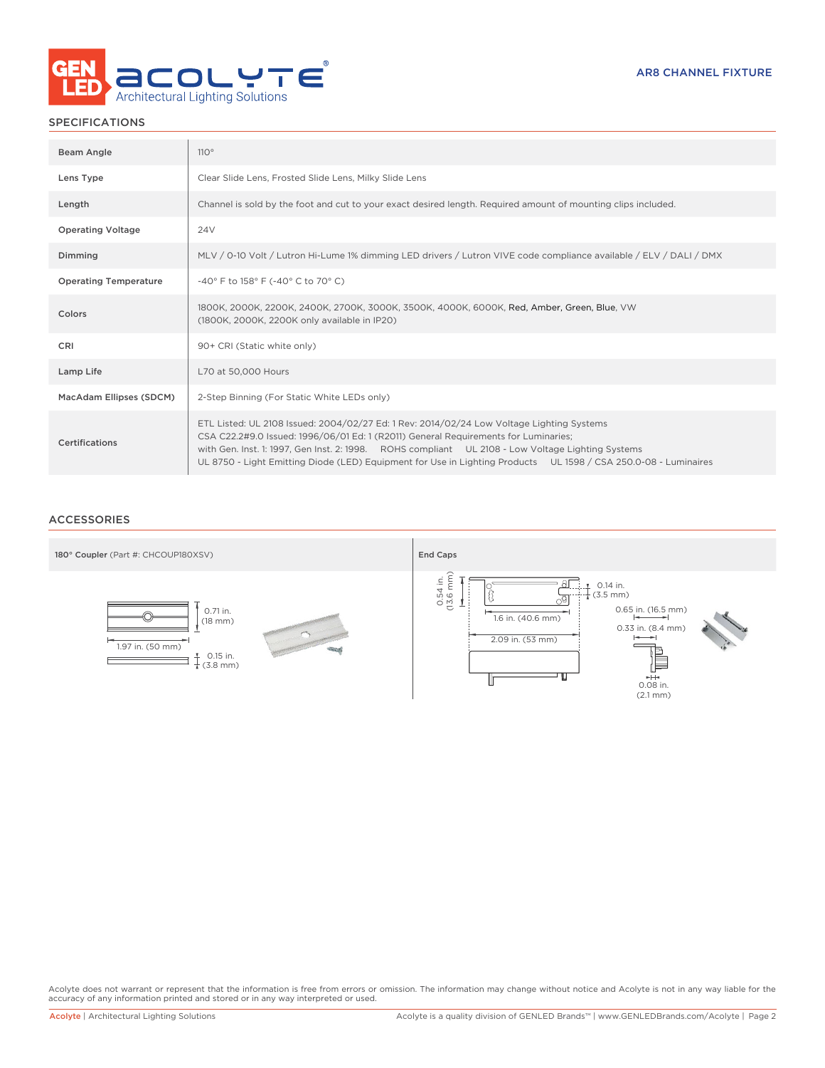AR8 CHANNEL FIXTURE

## SPECIFICATIONS

| | |
|---|---|
| Beam Angle | 110° |
| Lens Type | Clear Slide Lens, Frosted Slide Lens, Milky Slide Lens |
| Length | Channel is sold by the foot and cut to your exact desired length. Required amount of mounting clips included. |
| Operating Voltage | 24V |
| Dimming | MLV / 0-10 Volt / Lutron Hi-Lume 1% dimming LED drivers / Lutron VIVE code compliance available / ELV / DALI / DMX |
| Operating Temperature | -40° F to 158° F (-40° C to 70° C) |
| Colors | 1800K, 2000K, 2200K, 2400K, 2700K, 3000K, 3500K, 4000K, 6000K, Red, Amber, Green, Blue, VW (1800K, 2000K, 2200K only available in IP20) |
| CRI | 90+ CRI (Static white only) |
| Lamp Life | L70 at 50,000 Hours |
| MacAdam Ellipses (SDCM) | 2-Step Binning (For Static White LEDs only) |
| Certifications | ETL Listed: UL 2108 Issued: 2004/02/27 Ed: 1 Rev: 2014/02/24 Low Voltage Lighting Systems CSA C22.2#9.0 Issued: 1996/06/01 Ed: 1 (R2011) General Requirements for Luminaries; with Gen. Inst. 1: 1997, Gen Inst. 2: 1998. ROHS compliant UL 2108 - Low Voltage Lighting Systems UL 8750 - Light Emitting Diode (LED) Equipment for Use in Lighting Products UL 1598 / CSA 250.0-08 - Luminaires |

## ACCESSORIES

**180° Coupler** (Part #: CHCOUP180XSV)

0.71 in. (18 mm)
1.97 in. (50 mm)
0.15 in. (3.8 mm)

**End Caps**

0.54 in. (13.6 mm)
0.14 in. (3.5 mm)
1.6 in. (40.6 mm)
2.09 in. (53 mm)
0.65 in. (16.5 mm)
0.33 in. (8.4 mm)
0.08 in. (2.1 mm)

Acolyte does not warrant or represent that the information is free from errors or omission. The information may change without notice and Acolyte is not in any way liable for the accuracy of any information printed and stored or in any way interpreted or used.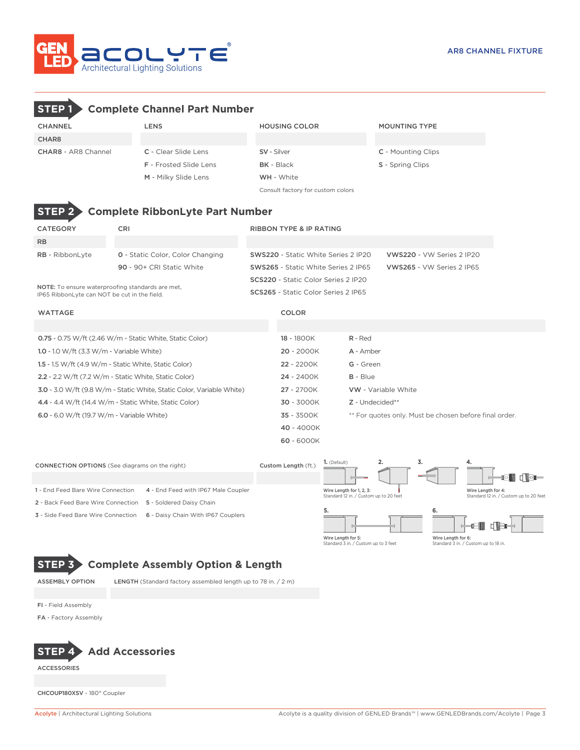# AR8 CHANNEL FIXTURE

## STEP 1 Complete Channel Part Number

| CHANNEL | LENS | HOUSING COLOR | MOUNTING TYPE |
|---|---|---|---|
| CHAR8 | | | |
| **CHAR8** - AR8 Channel | **C** - Clear Slide Lens | **SV** - Silver | **C** - Mounting Clips |
| | **F** - Frosted Slide Lens | **BK** - Black | **S** - Spring Clips |
| | **M** - Milky Slide Lens | **WH** - White | |
| | | Consult factory for custom colors | |

## STEP 2 Complete RibbonLyte Part Number

| CATEGORY | CRI | RIBBON TYPE & IP RATING | |
|---|---|---|---|
| RB | | | |
| **RB** - RibbonLyte | **0** - Static Color, Color Changing | **SWS220** - Static White Series 2 IP20 | **VWS220** - VW Series 2 IP20 |
| | **90** - 90+ CRI Static White | **SWS265** - Static White Series 2 IP65 | **VWS265** - VW Series 2 IP65 |
| | | **SCS220** - Static Color Series 2 IP20 | |
| | | **SCS265** - Static Color Series 2 IP65 | |

**NOTE:** To ensure waterproofing standards are met, IP65 RibbonLyte can NOT be cut in the field.

| WATTAGE | COLOR | |
|---|---|---|
| | | |
| **0.75** - 0.75 W/ft (2.46 W/m - Static White, Static Color) | **18** - 1800K | **R** - Red |
| **1.0** - 1.0 W/ft (3.3 W/m - Variable White) | **20** - 2000K | **A** - Amber |
| **1.5** - 1.5 W/ft (4.9 W/m - Static White, Static Color) | **22** - 2200K | **G** - Green |
| **2.2** - 2.2 W/ft (7.2 W/m - Static White, Static Color) | **24** - 2400K | **B** - Blue |
| **3.0** - 3.0 W/ft (9.8 W/m - Static White, Static Color, Variable White) | **27** - 2700K | **VW** - Variable White |
| **4.4** - 4.4 W/ft (14.4 W/m - Static White, Static Color) | **30** - 3000K | **Z** - Undecided** |
| **6.0** - 6.0 W/ft (19.7 W/m - Variable White) | **35** - 3500K | ** For quotes only. Must be chosen before final order. |
| | **40** - 4000K | |
| | **60** - 6000K | |

| CONNECTION OPTIONS (See diagrams on the right) | | Custom Length (ft.) |
|---|---|---|
| | | |
| **1** - End Feed Bare Wire Connection | **4** - End Feed with IP67 Male Coupler | |
| **2** - Back Feed Bare Wire Connection | **5** - Soldered Daisy Chain | |
| **3** - Side Feed Bare Wire Connection | **6** - Daisy Chain With IP67 Couplers | |

1. (Default) 2. 3.

Wire Length for 1, 2, 3: Standard 12 in. / Custom up to 20 feet

4.

Wire Length for 4: Standard 12 in. / Custom up to 20 feet

5.

Wire Length for 5: Standard 3 in. / Custom up to 3 feet

6.

Wire Length for 6: Standard 3 in. / Custom up to 18 in.

## STEP 3 Complete Assembly Option & Length

| ASSEMBLY OPTION | LENGTH (Standard factory assembled length up to 78 in. / 2 m) |
|---|---|
| | |
| **FI** - Field Assembly | |
| **FA** - Factory Assembly | |

## STEP 4 Add Accessories

| ACCESSORIES |
|---|
| |
| **CHCOUP180XSV** - 180° Coupler |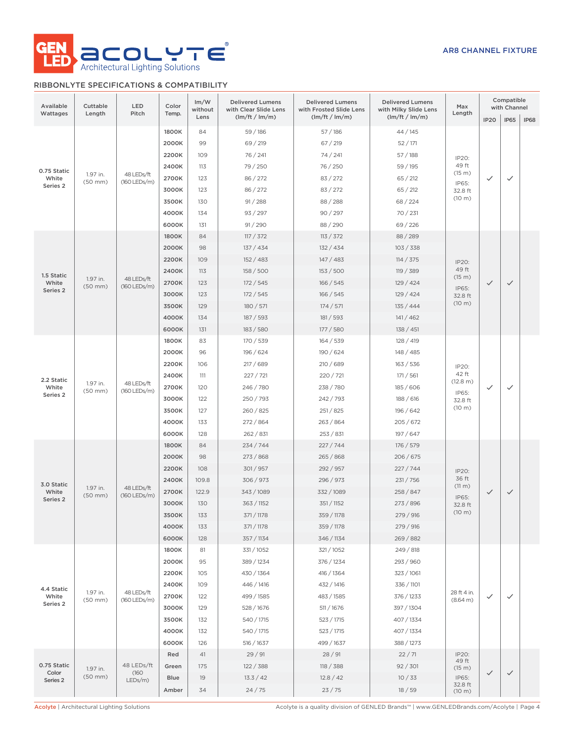GEN LED **ACOLYTE**® Architectural Lighting Solutions

**AR8 CHANNEL FIXTURE**

## RIBBONLYTE SPECIFICATIONS & COMPATIBILITY

| Available Wattages | Cuttable Length | LED Pitch | Color Temp. | lm/W without Lens | Delivered Lumens with Clear Slide Lens (lm/ft / lm/m) | Delivered Lumens with Frosted Slide Lens (lm/ft / lm/m) | Delivered Lumens with Milky Slide Lens (lm/ft / lm/m) | Max Length | Compatible with Channel | | |
|---|---|---|---|---|---|---|---|---|---|---|---|
| | | | | | | | | | IP20 | IP65 | IP68 |
| 0.75 Static White Series 2 | 1.97 in. (50 mm) | 48 LEDs/ft (160 LEDs/m) | 1800K | 84 | 59 / 186 | 57 / 186 | 44 / 145 | IP20: 49 ft (15 m) IP65: 32.8 ft (10 m) | ✓ | ✓ | |
| | | | 2000K | 99 | 69 / 219 | 67 / 219 | 52 / 171 | | | | |
| | | | 2200K | 109 | 76 / 241 | 74 / 241 | 57 / 188 | | | | |
| | | | 2400K | 113 | 79 / 250 | 76 / 250 | 59 / 195 | | | | |
| | | | 2700K | 123 | 86 / 272 | 83 / 272 | 65 / 212 | | | | |
| | | | 3000K | 123 | 86 / 272 | 83 / 272 | 65 / 212 | | | | |
| | | | 3500K | 130 | 91 / 288 | 88 / 288 | 68 / 224 | | | | |
| | | | 4000K | 134 | 93 / 297 | 90 / 297 | 70 / 231 | | | | |
| | | | 6000K | 131 | 91 / 290 | 88 / 290 | 69 / 226 | | | | |
| 1.5 Static White Series 2 | 1.97 in. (50 mm) | 48 LEDs/ft (160 LEDs/m) | 1800K | 84 | 117 / 372 | 113 / 372 | 88 / 289 | IP20: 49 ft (15 m) IP65: 32.8 ft (10 m) | ✓ | ✓ | |
| | | | 2000K | 98 | 137 / 434 | 132 / 434 | 103 / 338 | | | | |
| | | | 2200K | 109 | 152 / 483 | 147 / 483 | 114 / 375 | | | | |
| | | | 2400K | 113 | 158 / 500 | 153 / 500 | 119 / 389 | | | | |
| | | | 2700K | 123 | 172 / 545 | 166 / 545 | 129 / 424 | | | | |
| | | | 3000K | 123 | 172 / 545 | 166 / 545 | 129 / 424 | | | | |
| | | | 3500K | 129 | 180 / 571 | 174 / 571 | 135 / 444 | | | | |
| | | | 4000K | 134 | 187 / 593 | 181 / 593 | 141 / 462 | | | | |
| | | | 6000K | 131 | 183 / 580 | 177 / 580 | 138 / 451 | | | | |
| 2.2 Static White Series 2 | 1.97 in. (50 mm) | 48 LEDs/ft (160 LEDs/m) | 1800K | 83 | 170 / 539 | 164 / 539 | 128 / 419 | IP20: 42 ft (12.8 m) IP65: 32.8 ft (10 m) | ✓ | ✓ | |
| | | | 2000K | 96 | 196 / 624 | 190 / 624 | 148 / 485 | | | | |
| | | | 2200K | 106 | 217 / 689 | 210 / 689 | 163 / 536 | | | | |
| | | | 2400K | 111 | 227 / 721 | 220 / 721 | 171 / 561 | | | | |
| | | | 2700K | 120 | 246 / 780 | 238 / 780 | 185 / 606 | | | | |
| | | | 3000K | 122 | 250 / 793 | 242 / 793 | 188 / 616 | | | | |
| | | | 3500K | 127 | 260 / 825 | 251 / 825 | 196 / 642 | | | | |
| | | | 4000K | 133 | 272 / 864 | 263 / 864 | 205 / 672 | | | | |
| | | | 6000K | 128 | 262 / 831 | 253 / 831 | 197 / 647 | | | | |
| 3.0 Static White Series 2 | 1.97 in. (50 mm) | 48 LEDs/ft (160 LEDs/m) | 1800K | 84 | 234 / 744 | 227 / 744 | 176 / 579 | IP20: 36 ft (11 m) IP65: 32.8 ft (10 m) | ✓ | ✓ | |
| | | | 2000K | 98 | 273 / 868 | 265 / 868 | 206 / 675 | | | | |
| | | | 2200K | 108 | 301 / 957 | 292 / 957 | 227 / 744 | | | | |
| | | | 2400K | 109.8 | 306 / 973 | 296 / 973 | 231 / 756 | | | | |
| | | | 2700K | 122.9 | 343 / 1089 | 332 / 1089 | 258 / 847 | | | | |
| | | | 3000K | 130 | 363 / 1152 | 351 / 1152 | 273 / 896 | | | | |
| | | | 3500K | 133 | 371 / 1178 | 359 / 1178 | 279 / 916 | | | | |
| | | | 4000K | 133 | 371 / 1178 | 359 / 1178 | 279 / 916 | | | | |
| | | | 6000K | 128 | 357 / 1134 | 346 / 1134 | 269 / 882 | | | | |
| 4.4 Static White Series 2 | 1.97 in. (50 mm) | 48 LEDs/ft (160 LEDs/m) | 1800K | 81 | 331 / 1052 | 321 / 1052 | 249 / 818 | 28 ft 4 in. (8.64 m) | ✓ | ✓ | |
| | | | 2000K | 95 | 389 / 1234 | 376 / 1234 | 293 / 960 | | | | |
| | | | 2200K | 105 | 430 / 1364 | 416 / 1364 | 323 / 1061 | | | | |
| | | | 2400K | 109 | 446 / 1416 | 432 / 1416 | 336 / 1101 | | | | |
| | | | 2700K | 122 | 499 / 1585 | 483 / 1585 | 376 / 1233 | | | | |
| | | | 3000K | 129 | 528 / 1676 | 511 / 1676 | 397 / 1304 | | | | |
| | | | 3500K | 132 | 540 / 1715 | 523 / 1715 | 407 / 1334 | | | | |
| | | | 4000K | 132 | 540 / 1715 | 523 / 1715 | 407 / 1334 | | | | |
| | | | 6000K | 126 | 516 / 1637 | 499 / 1637 | 388 / 1273 | | | | |
| 0.75 Static Color Series 2 | 1.97 in. (50 mm) | 48 LEDs/ft (160 LEDs/m) | Red | 41 | 29 / 91 | 28 / 91 | 22 / 71 | IP20: 49 ft (15 m) IP65: 32.8 ft (10 m) | ✓ | ✓ | |
| | | | Green | 175 | 122 / 388 | 118 / 388 | 92 / 301 | | | | |
| | | | Blue | 19 | 13.3 / 42 | 12.8 / 42 | 10 / 33 | | | | |
| | | | Amber | 34 | 24 / 75 | 23 / 75 | 18 / 59 | | | | |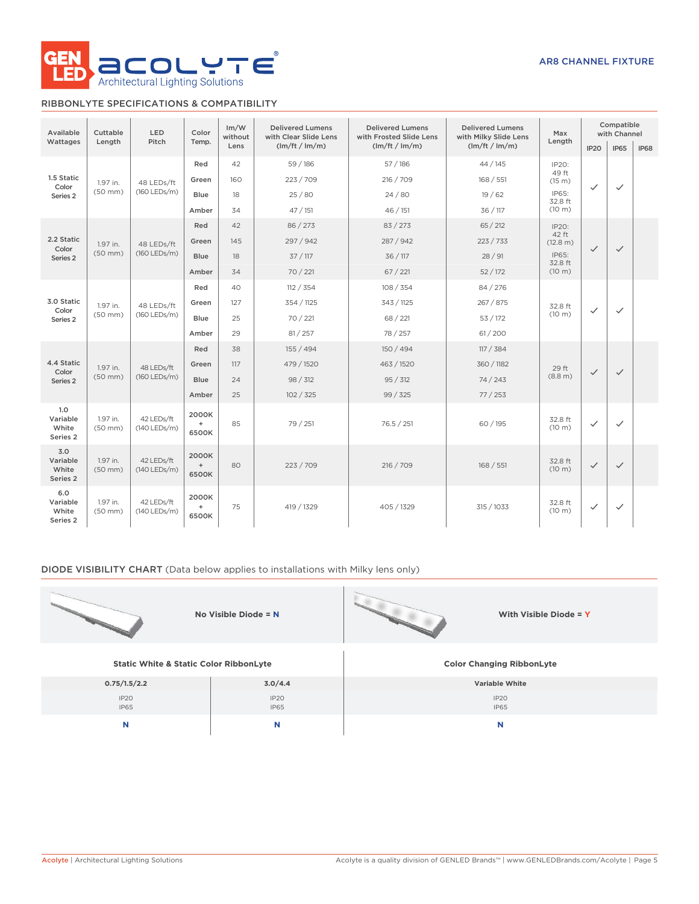AR8 CHANNEL FIXTURE

## RIBBONLYTE SPECIFICATIONS & COMPATIBILITY

| Available Wattages | Cuttable Length | LED Pitch | Color Temp. | lm/W without Lens | Delivered Lumens with Clear Slide Lens (lm/ft / lm/m) | Delivered Lumens with Frosted Slide Lens (lm/ft / lm/m) | Delivered Lumens with Milky Slide Lens (lm/ft / lm/m) | Max Length | Compatible with Channel | | |
|---|---|---|---|---|---|---|---|---|---|---|---|
| | | | | | | | | | IP20 | IP65 | IP68 |
| 1.5 Static Color Series 2 | 1.97 in. (50 mm) | 48 LEDs/ft (160 LEDs/m) | Red | 42 | 59 / 186 | 57 / 186 | 44 / 145 | IP20: 49 ft (15 m) IP65: 32.8 ft (10 m) | ✓ | ✓ | |
| | | | Green | 160 | 223 / 709 | 216 / 709 | 168 / 551 | | | | |
| | | | Blue | 18 | 25 / 80 | 24 / 80 | 19 / 62 | | | | |
| | | | Amber | 34 | 47 / 151 | 46 / 151 | 36 / 117 | | | | |
| 2.2 Static Color Series 2 | 1.97 in. (50 mm) | 48 LEDs/ft (160 LEDs/m) | Red | 42 | 86 / 273 | 83 / 273 | 65 / 212 | IP20: 42 ft (12.8 m) IP65: 32.8 ft (10 m) | ✓ | ✓ | |
| | | | Green | 145 | 297 / 942 | 287 / 942 | 223 / 733 | | | | |
| | | | Blue | 18 | 37 / 117 | 36 / 117 | 28 / 91 | | | | |
| | | | Amber | 34 | 70 / 221 | 67 / 221 | 52 / 172 | | | | |
| 3.0 Static Color Series 2 | 1.97 in. (50 mm) | 48 LEDs/ft (160 LEDs/m) | Red | 40 | 112 / 354 | 108 / 354 | 84 / 276 | 32.8 ft (10 m) | ✓ | ✓ | |
| | | | Green | 127 | 354 / 1125 | 343 / 1125 | 267 / 875 | | | | |
| | | | Blue | 25 | 70 / 221 | 68 / 221 | 53 / 172 | | | | |
| | | | Amber | 29 | 81 / 257 | 78 / 257 | 61 / 200 | | | | |
| 4.4 Static Color Series 2 | 1.97 in. (50 mm) | 48 LEDs/ft (160 LEDs/m) | Red | 38 | 155 / 494 | 150 / 494 | 117 / 384 | 29 ft (8.8 m) | ✓ | ✓ | |
| | | | Green | 117 | 479 / 1520 | 463 / 1520 | 360 / 1182 | | | | |
| | | | Blue | 24 | 98 / 312 | 95 / 312 | 74 / 243 | | | | |
| | | | Amber | 25 | 102 / 325 | 99 / 325 | 77 / 253 | | | | |
| 1.0 Variable White Series 2 | 1.97 in. (50 mm) | 42 LEDs/ft (140 LEDs/m) | 2000K + 6500K | 85 | 79 / 251 | 76.5 / 251 | 60 / 195 | 32.8 ft (10 m) | ✓ | ✓ | |
| 3.0 Variable White Series 2 | 1.97 in. (50 mm) | 42 LEDs/ft (140 LEDs/m) | 2000K + 6500K | 80 | 223 / 709 | 216 / 709 | 168 / 551 | 32.8 ft (10 m) | ✓ | ✓ | |
| 6.0 Variable White Series 2 | 1.97 in. (50 mm) | 42 LEDs/ft (140 LEDs/m) | 2000K + 6500K | 75 | 419 / 1329 | 405 / 1329 | 315 / 1033 | 32.8 ft (10 m) | ✓ | ✓ | |

## DIODE VISIBILITY CHART (Data below applies to installations with Milky lens only)

**No Visible Diode = N** | **With Visible Diode = Y**

| Static White & Static Color RibbonLyte | | Color Changing RibbonLyte |
|---|---|---|
| **0.75/1.5/2.2** | **3.0/4.4** | **Variable White** |
| IP20 IP65 | IP20 IP65 | IP20 IP65 |
| **N** | **N** | **N** |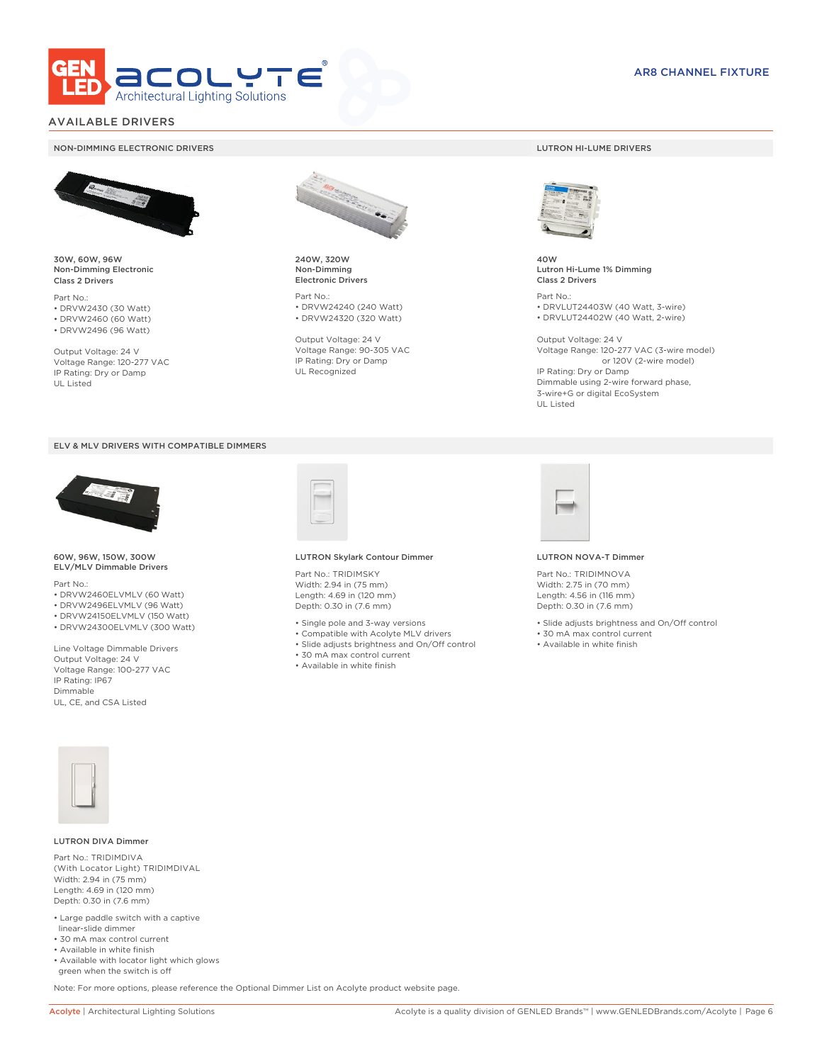AR8 CHANNEL FIXTURE

## AVAILABLE DRIVERS

### NON-DIMMING ELECTRONIC DRIVERS

**30W, 60W, 96W**
**Non-Dimming Electronic**
**Class 2 Drivers**

Part No.:
- DRVW2430 (30 Watt)
- DRVW2460 (60 Watt)
- DRVW2496 (96 Watt)

Output Voltage: 24 V
Voltage Range: 120-277 VAC
IP Rating: Dry or Damp
UL Listed

**240W, 320W**
**Non-Dimming**
**Electronic Drivers**

Part No.:
- DRVW24240 (240 Watt)
- DRVW24320 (320 Watt)

Output Voltage: 24 V
Voltage Range: 90-305 VAC
IP Rating: Dry or Damp
UL Recognized

### LUTRON HI-LUME DRIVERS

**40W**
**Lutron Hi-Lume 1% Dimming**
**Class 2 Drivers**

Part No.:
- DRVLUT24403W (40 Watt, 3-wire)
- DRVLUT24402W (40 Watt, 2-wire)

Output Voltage: 24 V
Voltage Range: 120-277 VAC (3-wire model)
or 120V (2-wire model)
IP Rating: Dry or Damp
Dimmable using 2-wire forward phase,
3-wire+G or digital EcoSystem
UL Listed

### ELV & MLV DRIVERS WITH COMPATIBLE DIMMERS

**60W, 96W, 150W, 300W**
**ELV/MLV Dimmable Drivers**

Part No.:
- DRVW2460ELVMLV (60 Watt)
- DRVW2496ELVMLV (96 Watt)
- DRVW24150ELVMLV (150 Watt)
- DRVW24300ELVMLV (300 Watt)

Line Voltage Dimmable Drivers
Output Voltage: 24 V
Voltage Range: 100-277 VAC
IP Rating: IP67
Dimmable
UL, CE, and CSA Listed

**LUTRON Skylark Contour Dimmer**

Part No.: TRIDIMSKY
Width: 2.94 in (75 mm)
Length: 4.69 in (120 mm)
Depth: 0.30 in (7.6 mm)

- Single pole and 3-way versions
- Compatible with Acolyte MLV drivers
- Slide adjusts brightness and On/Off control
- 30 mA max control current
- Available in white finish

**LUTRON NOVA-T Dimmer**

Part No.: TRIDIMNOVA
Width: 2.75 in (70 mm)
Length: 4.56 in (116 mm)
Depth: 0.30 in (7.6 mm)

- Slide adjusts brightness and On/Off control
- 30 mA max control current
- Available in white finish

**LUTRON DIVA Dimmer**

Part No.: TRIDIMDIVA
(With Locator Light) TRIDIMDIVAL
Width: 2.94 in (75 mm)
Length: 4.69 in (120 mm)
Depth: 0.30 in (7.6 mm)

- Large paddle switch with a captive linear-slide dimmer
- 30 mA max control current
- Available in white finish
- Available with locator light which glows green when the switch is off

Note: For more options, please reference the Optional Dimmer List on Acolyte product website page.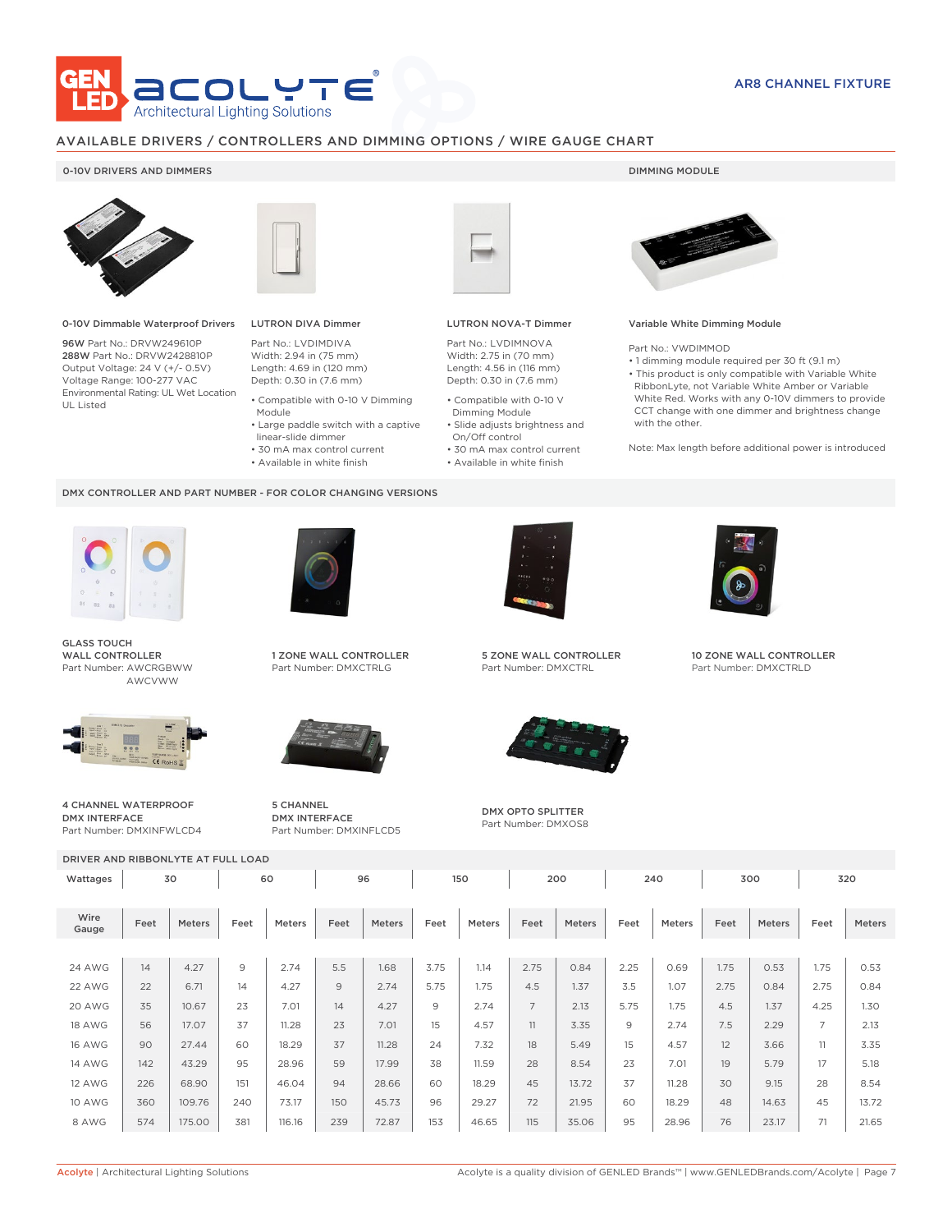AR8 CHANNEL FIXTURE

## AVAILABLE DRIVERS / CONTROLLERS AND DIMMING OPTIONS / WIRE GAUGE CHART

### 0-10V DRIVERS AND DIMMERS

**0-10V Dimmable Waterproof Drivers**

**96W** Part No.: DRVW249610P
**288W** Part No.: DRVW2428810P
Output Voltage: 24 V (+/- 0.5V)
Voltage Range: 100-277 VAC
Environmental Rating: UL Wet Location
UL Listed

**LUTRON DIVA Dimmer**

Part No.: LVDIMDIVA
Width: 2.94 in (75 mm)
Length: 4.69 in (120 mm)
Depth: 0.30 in (7.6 mm)

- Compatible with 0-10 V Dimming Module
- Large paddle switch with a captive linear-slide dimmer
- 30 mA max control current
- Available in white finish

**LUTRON NOVA-T Dimmer**

Part No.: LVDIMNOVA
Width: 2.75 in (70 mm)
Length: 4.56 in (116 mm)
Depth: 0.30 in (7.6 mm)

- Compatible with 0-10 V Dimming Module
- Slide adjusts brightness and On/Off control
- 30 mA max control current
- Available in white finish

### DIMMING MODULE

**Variable White Dimming Module**

Part No.: VWDIMMOD

- 1 dimming module required per 30 ft (9.1 m)
- This product is only compatible with Variable White RibbonLyte, not Variable White Amber or Variable White Red. Works with any 0-10V dimmers to provide CCT change with one dimmer and brightness change with the other.

Note: Max length before additional power is introduced

### DMX CONTROLLER AND PART NUMBER - FOR COLOR CHANGING VERSIONS

**GLASS TOUCH WALL CONTROLLER**
Part Number: AWCRGBWW
AWCVWW

**1 ZONE WALL CONTROLLER**
Part Number: DMXCTRLG

**5 ZONE WALL CONTROLLER**
Part Number: DMXCTRL

**10 ZONE WALL CONTROLLER**
Part Number: DMXCTRLD

**4 CHANNEL WATERPROOF DMX INTERFACE**
Part Number: DMXINFWLCD4

**5 CHANNEL DMX INTERFACE**
Part Number: DMXINFLCD5

**DMX OPTO SPLITTER**
Part Number: DMXOS8

### DRIVER AND RIBBONLYTE AT FULL LOAD

| Wattages | 30 | | 60 | | 96 | | 150 | | 200 | | 240 | | 300 | | 320 | |
|---|---|---|---|---|---|---|---|---|---|---|---|---|---|---|---|---|
| Wire Gauge | Feet | Meters | Feet | Meters | Feet | Meters | Feet | Meters | Feet | Meters | Feet | Meters | Feet | Meters | Feet | Meters |
| 24 AWG | 14 | 4.27 | 9 | 2.74 | 5.5 | 1.68 | 3.75 | 1.14 | 2.75 | 0.84 | 2.25 | 0.69 | 1.75 | 0.53 | 1.75 | 0.53 |
| 22 AWG | 22 | 6.71 | 14 | 4.27 | 9 | 2.74 | 5.75 | 1.75 | 4.5 | 1.37 | 3.5 | 1.07 | 2.75 | 0.84 | 2.75 | 0.84 |
| 20 AWG | 35 | 10.67 | 23 | 7.01 | 14 | 4.27 | 9 | 2.74 | 7 | 2.13 | 5.75 | 1.75 | 4.5 | 1.37 | 4.25 | 1.30 |
| 18 AWG | 56 | 17.07 | 37 | 11.28 | 23 | 7.01 | 15 | 4.57 | 11 | 3.35 | 9 | 2.74 | 7.5 | 2.29 | 7 | 2.13 |
| 16 AWG | 90 | 27.44 | 60 | 18.29 | 37 | 11.28 | 24 | 7.32 | 18 | 5.49 | 15 | 4.57 | 12 | 3.66 | 11 | 3.35 |
| 14 AWG | 142 | 43.29 | 95 | 28.96 | 59 | 17.99 | 38 | 11.59 | 28 | 8.54 | 23 | 7.01 | 19 | 5.79 | 17 | 5.18 |
| 12 AWG | 226 | 68.90 | 151 | 46.04 | 94 | 28.66 | 60 | 18.29 | 45 | 13.72 | 37 | 11.28 | 30 | 9.15 | 28 | 8.54 |
| 10 AWG | 360 | 109.76 | 240 | 73.17 | 150 | 45.73 | 96 | 29.27 | 72 | 21.95 | 60 | 18.29 | 48 | 14.63 | 45 | 13.72 |
| 8 AWG | 574 | 175.00 | 381 | 116.16 | 239 | 72.87 | 153 | 46.65 | 115 | 35.06 | 95 | 28.96 | 76 | 23.17 | 71 | 21.65 |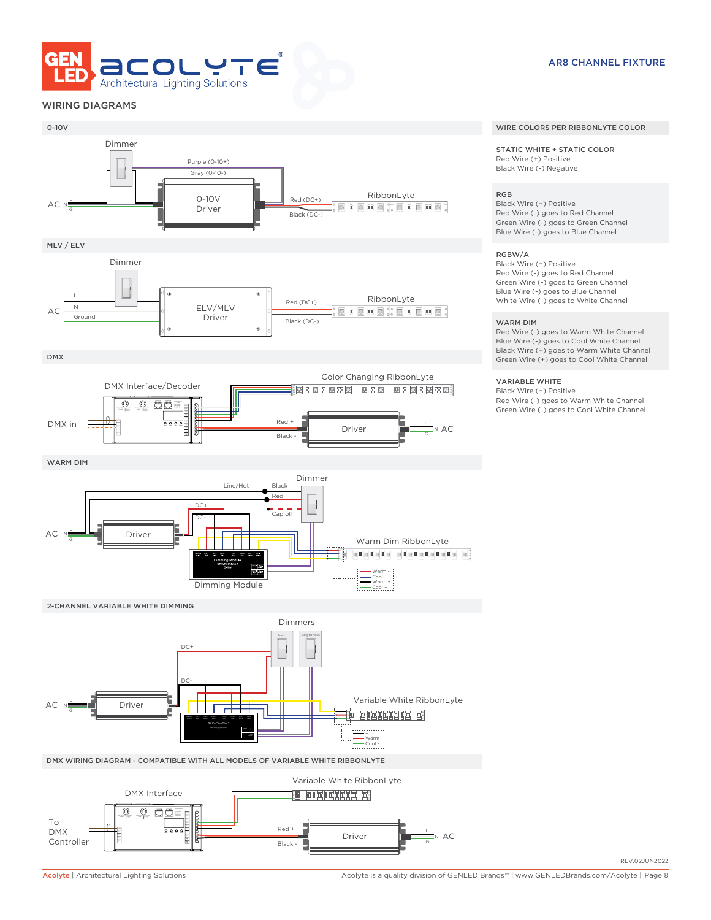# AR8 CHANNEL FIXTURE

## WIRING DIAGRAMS

### 0-10V

Dimmer

Purple (0-10+)

Gray (0-10-)

AC L N G

0-10V Driver

Red (DC+)

Black (DC-)

RibbonLyte

### MLV / ELV

Dimmer

AC L N Ground

ELV/MLV Driver

Red (DC+)

Black (DC-)

RibbonLyte

### DMX

DMX Interface/Decoder

Color Changing RibbonLyte

DMX in

Red +

Black -

Driver

L N AC G

### WARM DIM

Dimmer

Line/Hot

Black

Red

Cap off

DC+

DC-

AC L N G

Driver

Warm Dim RibbonLyte

Dimming Module

Warm -
Cool -
Warm +
Cool +

### 2-CHANNEL VARIABLE WHITE DIMMING

Dimmers

CCT

Brightness

DC+

DC-

AC L N G

Driver

Variable White RibbonLyte

Warm -
Cool -

### DMX WIRING DIAGRAM - COMPATIBLE WITH ALL MODELS OF VARIABLE WHITE RIBBONLYTE

Variable White RibbonLyte

DMX Interface

To DMX Controller

Red +

Black -

Driver

L N AC G

## WIRE COLORS PER RIBBONLYTE COLOR

**STATIC WHITE + STATIC COLOR**
Red Wire (+) Positive
Black Wire (-) Negative

**RGB**
Black Wire (+) Positive
Red Wire (-) goes to Red Channel
Green Wire (-) goes to Green Channel
Blue Wire (-) goes to Blue Channel

**RGBW/A**
Black Wire (+) Positive
Red Wire (-) goes to Red Channel
Green Wire (-) goes to Green Channel
Blue Wire (-) goes to Blue Channel
White Wire (-) goes to White Channel

**WARM DIM**
Red Wire (-) goes to Warm White Channel
Blue Wire (-) goes to Cool White Channel
Black Wire (+) goes to Warm White Channel
Green Wire (+) goes to Cool White Channel

**VARIABLE WHITE**
Black Wire (+) Positive
Red Wire (-) goes to Warm White Channel
Green Wire (-) goes to Cool White Channel

REV.02JUN2022